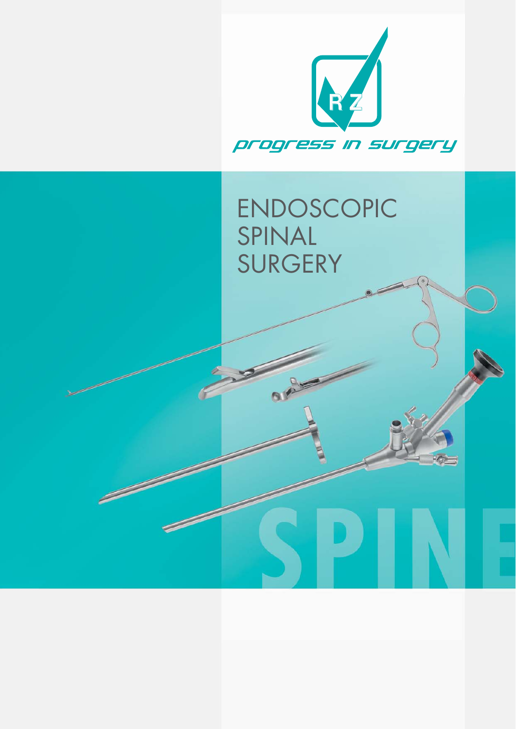RZ

*progress in surgery*

# ENDOSCOPIC SPINAL SURGERY

SPINE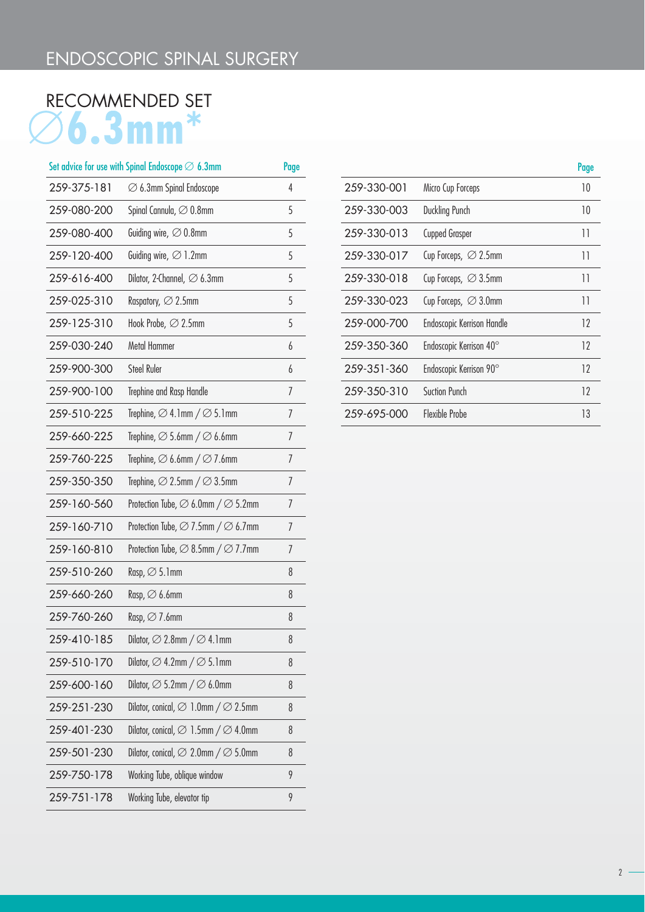# ENDOSCOPIC SPINAL SURGERY

## RECOMMENDED SET

# ∅6.3mm*

| Set advice for use with Spinal Endoscope ∅ 6.3mm | | Page |
|---|---|---|
| 259-375-181 | ∅ 6.3mm Spinal Endoscope | 4 |
| 259-080-200 | Spinal Cannula, ∅ 0.8mm | 5 |
| 259-080-400 | Guiding wire, ∅ 0.8mm | 5 |
| 259-120-400 | Guiding wire, ∅ 1.2mm | 5 |
| 259-616-400 | Dilator, 2-Channel, ∅ 6.3mm | 5 |
| 259-025-310 | Raspatory, ∅ 2.5mm | 5 |
| 259-125-310 | Hook Probe, ∅ 2.5mm | 5 |
| 259-030-240 | Metal Hammer | 6 |
| 259-900-300 | Steel Ruler | 6 |
| 259-900-100 | Trephine and Rasp Handle | 7 |
| 259-510-225 | Trephine, ∅ 4.1mm / ∅ 5.1mm | 7 |
| 259-660-225 | Trephine, ∅ 5.6mm / ∅ 6.6mm | 7 |
| 259-760-225 | Trephine, ∅ 6.6mm / ∅ 7.6mm | 7 |
| 259-350-350 | Trephine, ∅ 2.5mm / ∅ 3.5mm | 7 |
| 259-160-560 | Protection Tube, ∅ 6.0mm / ∅ 5.2mm | 7 |
| 259-160-710 | Protection Tube, ∅ 7.5mm / ∅ 6.7mm | 7 |
| 259-160-810 | Protection Tube, ∅ 8.5mm / ∅ 7.7mm | 7 |
| 259-510-260 | Rasp, ∅ 5.1mm | 8 |
| 259-660-260 | Rasp, ∅ 6.6mm | 8 |
| 259-760-260 | Rasp, ∅ 7.6mm | 8 |
| 259-410-185 | Dilator, ∅ 2.8mm / ∅ 4.1mm | 8 |
| 259-510-170 | Dilator, ∅ 4.2mm / ∅ 5.1mm | 8 |
| 259-600-160 | Dilator, ∅ 5.2mm / ∅ 6.0mm | 8 |
| 259-251-230 | Dilator, conical, ∅ 1.0mm / ∅ 2.5mm | 8 |
| 259-401-230 | Dilator, conical, ∅ 1.5mm / ∅ 4.0mm | 8 |
| 259-501-230 | Dilator, conical, ∅ 2.0mm / ∅ 5.0mm | 8 |
| 259-750-178 | Working Tube, oblique window | 9 |
| 259-751-178 | Working Tube, elevator tip | 9 |
| 259-330-001 | Micro Cup Forceps | 10 |
| 259-330-003 | Duckling Punch | 10 |
| 259-330-013 | Cupped Grasper | 11 |
| 259-330-017 | Cup Forceps, ∅ 2.5mm | 11 |
| 259-330-018 | Cup Forceps, ∅ 3.5mm | 11 |
| 259-330-023 | Cup Forceps, ∅ 3.0mm | 11 |
| 259-000-700 | Endoscopic Kerrison Handle | 12 |
| 259-350-360 | Endoscopic Kerrison 40° | 12 |
| 259-351-360 | Endoscopic Kerrison 90° | 12 |
| 259-350-310 | Suction Punch | 12 |
| 259-695-000 | Flexible Probe | 13 |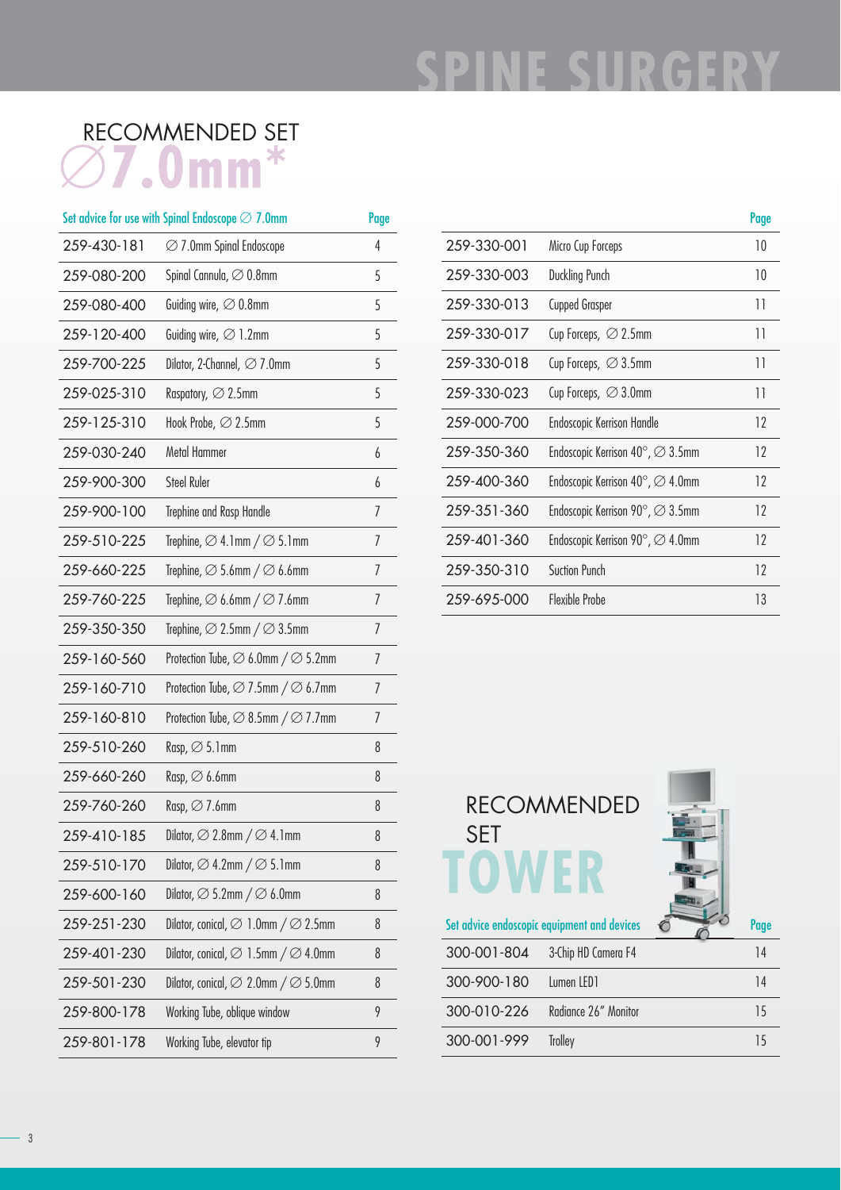# SPINE SURGERY

## RECOMMENDED SET ∅7.0mm*

| Set advice for use with Spinal Endoscope ∅ 7.0mm | | Page |
|---|---|---|
| 259-430-181 | ∅ 7.0mm Spinal Endoscope | 4 |
| 259-080-200 | Spinal Cannula, ∅ 0.8mm | 5 |
| 259-080-400 | Guiding wire, ∅ 0.8mm | 5 |
| 259-120-400 | Guiding wire, ∅ 1.2mm | 5 |
| 259-700-225 | Dilator, 2-Channel, ∅ 7.0mm | 5 |
| 259-025-310 | Raspatory, ∅ 2.5mm | 5 |
| 259-125-310 | Hook Probe, ∅ 2.5mm | 5 |
| 259-030-240 | Metal Hammer | 6 |
| 259-900-300 | Steel Ruler | 6 |
| 259-900-100 | Trephine and Rasp Handle | 7 |
| 259-510-225 | Trephine, ∅ 4.1mm / ∅ 5.1mm | 7 |
| 259-660-225 | Trephine, ∅ 5.6mm / ∅ 6.6mm | 7 |
| 259-760-225 | Trephine, ∅ 6.6mm / ∅ 7.6mm | 7 |
| 259-350-350 | Trephine, ∅ 2.5mm / ∅ 3.5mm | 7 |
| 259-160-560 | Protection Tube, ∅ 6.0mm / ∅ 5.2mm | 7 |
| 259-160-710 | Protection Tube, ∅ 7.5mm / ∅ 6.7mm | 7 |
| 259-160-810 | Protection Tube, ∅ 8.5mm / ∅ 7.7mm | 7 |
| 259-510-260 | Rasp, ∅ 5.1mm | 8 |
| 259-660-260 | Rasp, ∅ 6.6mm | 8 |
| 259-760-260 | Rasp, ∅ 7.6mm | 8 |
| 259-410-185 | Dilator, ∅ 2.8mm / ∅ 4.1mm | 8 |
| 259-510-170 | Dilator, ∅ 4.2mm / ∅ 5.1mm | 8 |
| 259-600-160 | Dilator, ∅ 5.2mm / ∅ 6.0mm | 8 |
| 259-251-230 | Dilator, conical, ∅ 1.0mm / ∅ 2.5mm | 8 |
| 259-401-230 | Dilator, conical, ∅ 1.5mm / ∅ 4.0mm | 8 |
| 259-501-230 | Dilator, conical, ∅ 2.0mm / ∅ 5.0mm | 8 |
| 259-800-178 | Working Tube, oblique window | 9 |
| 259-801-178 | Working Tube, elevator tip | 9 |

| | | Page |
|---|---|---|
| 259-330-001 | Micro Cup Forceps | 10 |
| 259-330-003 | Duckling Punch | 10 |
| 259-330-013 | Cupped Grasper | 11 |
| 259-330-017 | Cup Forceps, ∅ 2.5mm | 11 |
| 259-330-018 | Cup Forceps, ∅ 3.5mm | 11 |
| 259-330-023 | Cup Forceps, ∅ 3.0mm | 11 |
| 259-000-700 | Endoscopic Kerrison Handle | 12 |
| 259-350-360 | Endoscopic Kerrison 40°, ∅ 3.5mm | 12 |
| 259-400-360 | Endoscopic Kerrison 40°, ∅ 4.0mm | 12 |
| 259-351-360 | Endoscopic Kerrison 90°, ∅ 3.5mm | 12 |
| 259-401-360 | Endoscopic Kerrison 90°, ∅ 4.0mm | 12 |
| 259-350-310 | Suction Punch | 12 |
| 259-695-000 | Flexible Probe | 13 |

## RECOMMENDED SET TOWER

| Set advice endoscopic equipment and devices | | Page |
|---|---|---|
| 300-001-804 | 3-Chip HD Camera F4 | 14 |
| 300-900-180 | Lumen LED1 | 14 |
| 300-010-226 | Radiance 26" Monitor | 15 |
| 300-001-999 | Trolley | 15 |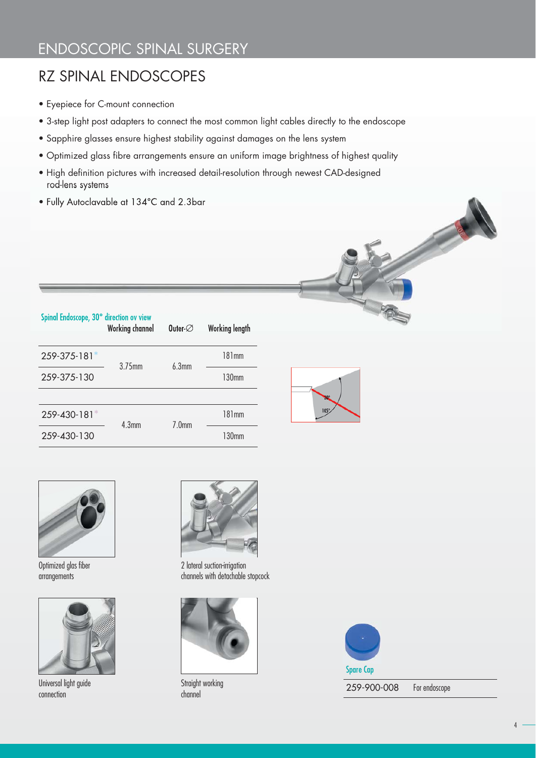# ENDOSCOPIC SPINAL SURGERY

## RZ SPINAL ENDOSCOPES

- Eyepiece for C-mount connection
- 3-step light post adapters to connect the most common light cables directly to the endoscope
- Sapphire glasses ensure highest stability against damages on the lens system
- Optimized glass fibre arrangements ensure an uniform image brightness of highest quality
- High definition pictures with increased detail-resolution through newest CAD-designed rod-lens systems
- Fully Autoclavable at 134°C and 2.3bar

### Spinal Endoscope, 30° direction ov view

| | Working channel | Outer-∅ | Working length |
|---|---|---|---|
| 259-375-181* | 3.75mm | 6.3mm | 181mm |
| 259-375-130 | | | 130mm |
| 259-430-181* | 4.3mm | 7.0mm | 181mm |
| 259-430-130 | | | 130mm |

30°

105°

Optimized glas fiber arrangements

2 lateral suction-irrigation channels with detachable stopcock

Universal light guide connection

Straight working channel

### Spare Cap

| | |
|---|---|
| 259-900-008 | For endoscope |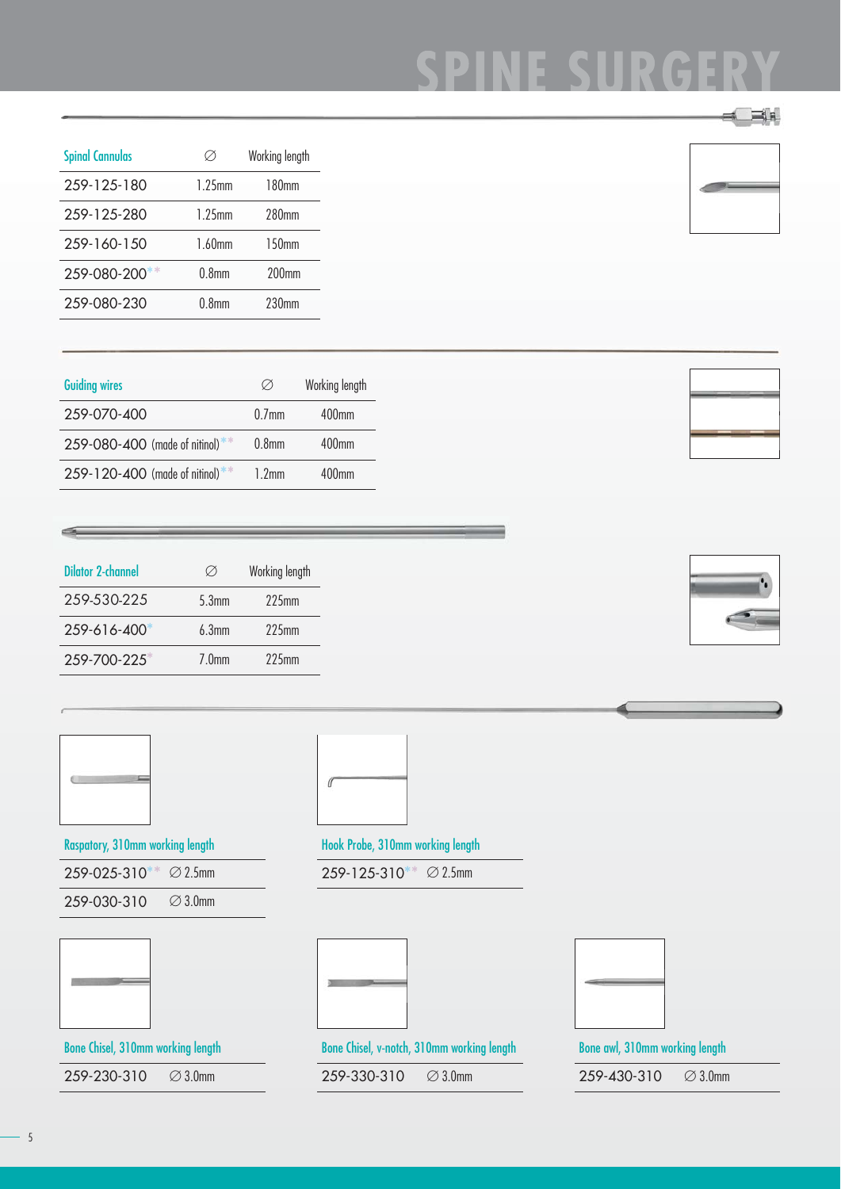# SPINE SURGERY

| Spinal Cannulas | ∅ | Working length |
|---|---|---|
| 259-125-180 | 1.25mm | 180mm |
| 259-125-280 | 1.25mm | 280mm |
| 259-160-150 | 1.60mm | 150mm |
| 259-080-200** | 0.8mm | 200mm |
| 259-080-230 | 0.8mm | 230mm |

| Guiding wires | ∅ | Working length |
|---|---|---|
| 259-070-400 | 0.7mm | 400mm |
| 259-080-400 (made of nitinol)** | 0.8mm | 400mm |
| 259-120-400 (made of nitinol)** | 1.2mm | 400mm |

| Dilator 2-channel | ∅ | Working length |
|---|---|---|
| 259-530-225 | 5.3mm | 225mm |
| 259-616-400* | 6.3mm | 225mm |
| 259-700-225* | 7.0mm | 225mm |

| Raspatory, 310mm working length | |
|---|---|
| 259-025-310** | ∅ 2.5mm |
| 259-030-310 | ∅ 3.0mm |

| Hook Probe, 310mm working length | |
|---|---|
| 259-125-310** | ∅ 2.5mm |

| Bone Chisel, 310mm working length | |
|---|---|
| 259-230-310 | ∅ 3.0mm |

| Bone Chisel, v-notch, 310mm working length | |
|---|---|
| 259-330-310 | ∅ 3.0mm |

| Bone awl, 310mm working length | |
|---|---|
| 259-430-310 | ∅ 3.0mm |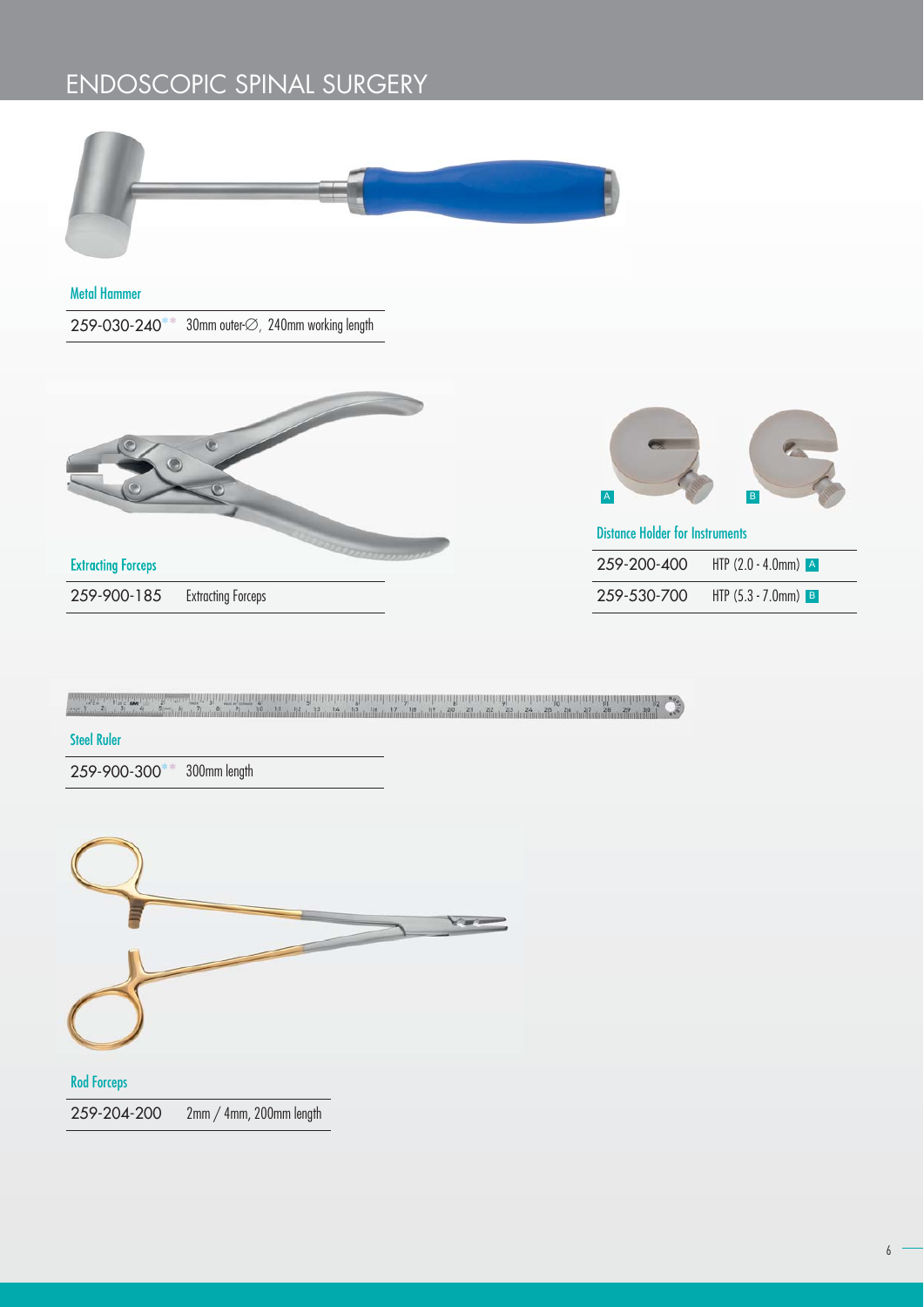# ENDOSCOPIC SPINAL SURGERY

### Metal Hammer

| | |
|---|---|
| 259-030-240** | 30mm outer-∅, 240mm working length |

### Extracting Forceps

| | |
|---|---|
| 259-900-185 | Extracting Forceps |

### Distance Holder for Instruments

| | |
|---|---|
| 259-200-400 | HTP (2.0 - 4.0mm) A |
| 259-530-700 | HTP (5.3 - 7.0mm) B |

### Steel Ruler

| | |
|---|---|
| 259-900-300** | 300mm length |

### Rod Forceps

| | |
|---|---|
| 259-204-200 | 2mm / 4mm, 200mm length |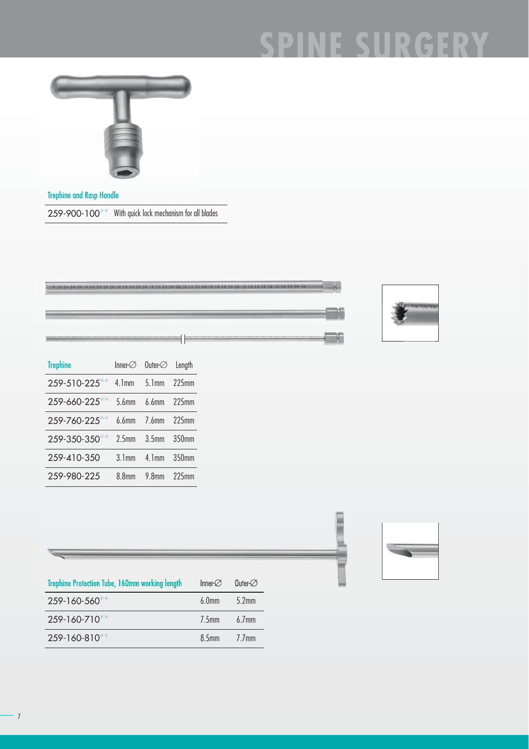## Trephine and Rasp Handle

| | |
|---|---|
| 259-900-100** | With quick lock mechanism for all blades |

| Trephine | Inner-∅ | Outer-∅ | Length |
|---|---|---|---|
| 259-510-225** | 4.1mm | 5.1mm | 225mm |
| 259-660-225** | 5.6mm | 6.6mm | 225mm |
| 259-760-225** | 6.6mm | 7.6mm | 225mm |
| 259-350-350** | 2.5mm | 3.5mm | 350mm |
| 259-410-350 | 3.1mm | 4.1mm | 350mm |
| 259-980-225 | 8.8mm | 9.8mm | 225mm |

| Trephine Protection Tube, 160mm working length | Inner-∅ | Outer-∅ |
|---|---|---|
| 259-160-560** | 6.0mm | 5.2mm |
| 259-160-710** | 7.5mm | 6.7mm |
| 259-160-810** | 8.5mm | 7.7mm |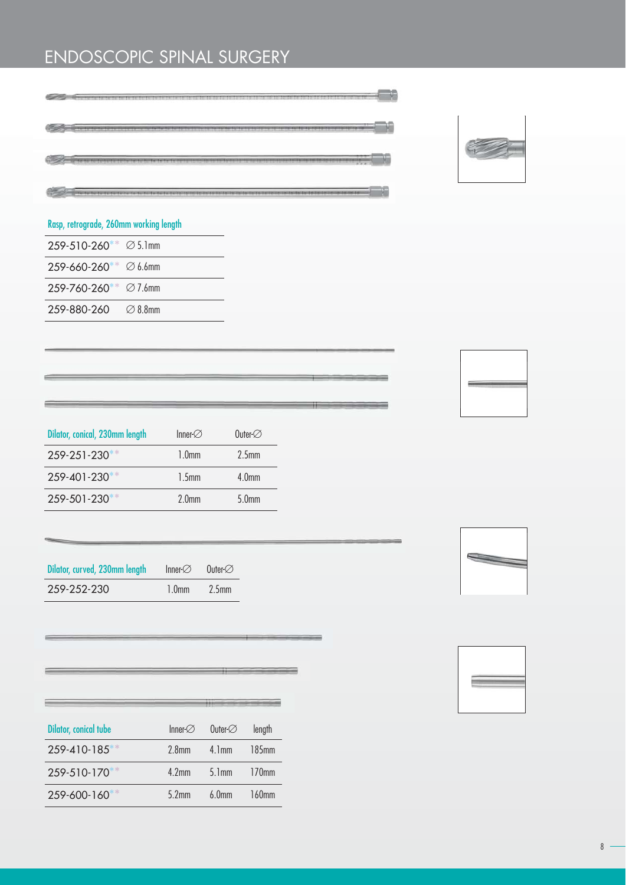# ENDOSCOPIC SPINAL SURGERY

| Rasp, retrograde, 260mm working length | |
|---|---|
| 259-510-260** | ∅ 5.1mm |
| 259-660-260** | ∅ 6.6mm |
| 259-760-260** | ∅ 7.6mm |
| 259-880-260 | ∅ 8.8mm |

| Dilator, conical, 230mm length | Inner-∅ | Outer-∅ |
|---|---|---|
| 259-251-230** | 1.0mm | 2.5mm |
| 259-401-230** | 1.5mm | 4.0mm |
| 259-501-230** | 2.0mm | 5.0mm |

| Dilator, curved, 230mm length | Inner-∅ | Outer-∅ |
|---|---|---|
| 259-252-230 | 1.0mm | 2.5mm |

| Dilator, conical tube | Inner-∅ | Outer-∅ | length |
|---|---|---|---|
| 259-410-185** | 2.8mm | 4.1mm | 185mm |
| 259-510-170** | 4.2mm | 5.1mm | 170mm |
| 259-600-160** | 5.2mm | 6.0mm | 160mm |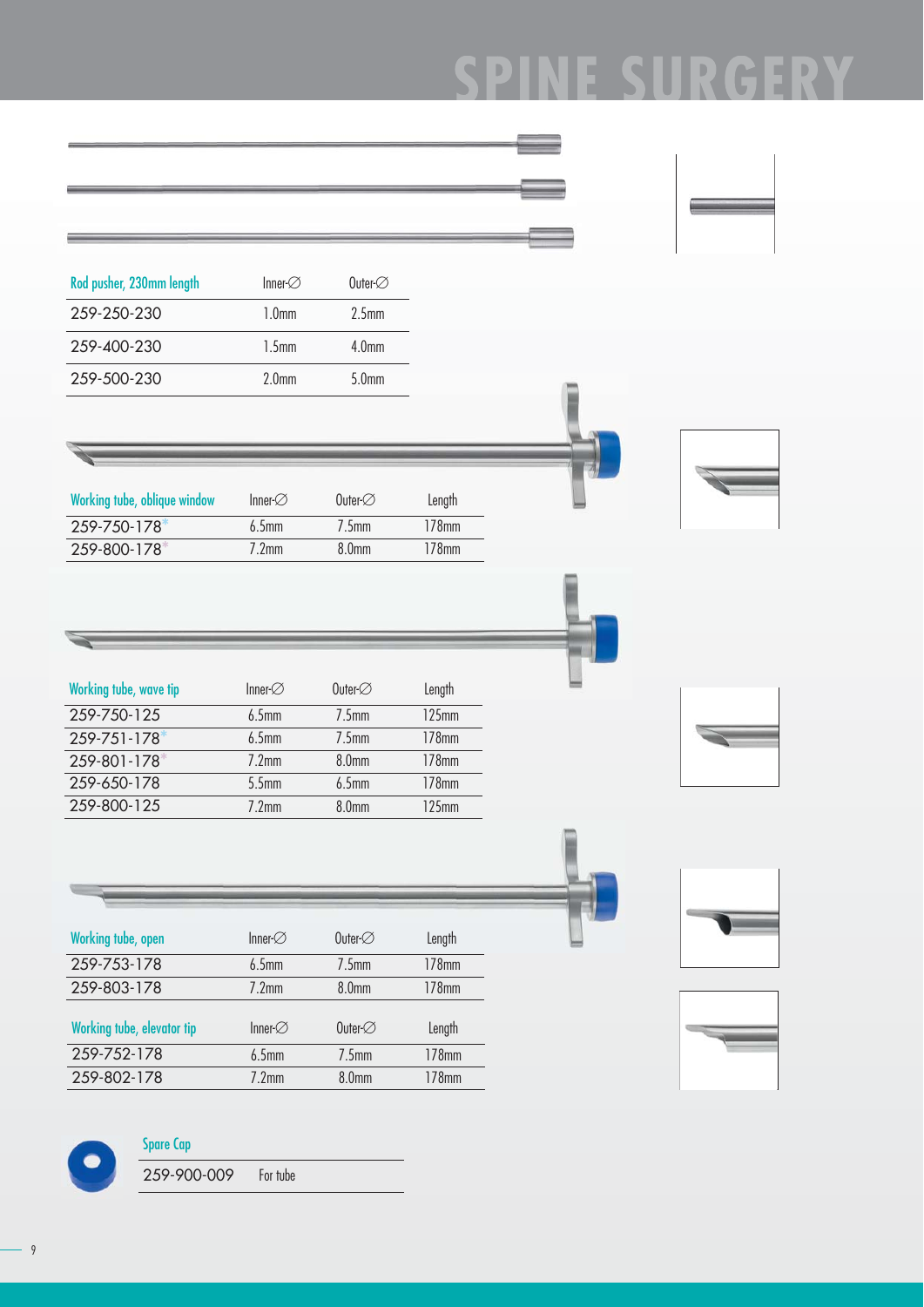# SPINE SURGERY

| Rod pusher, 230mm length | Inner-∅ | Outer-∅ |
|---|---|---|
| 259-250-230 | 1.0mm | 2.5mm |
| 259-400-230 | 1.5mm | 4.0mm |
| 259-500-230 | 2.0mm | 5.0mm |

| Working tube, oblique window | Inner-∅ | Outer-∅ | Length |
|---|---|---|---|
| 259-750-178* | 6.5mm | 7.5mm | 178mm |
| 259-800-178* | 7.2mm | 8.0mm | 178mm |

| Working tube, wave tip | Inner-∅ | Outer-∅ | Length |
|---|---|---|---|
| 259-750-125 | 6.5mm | 7.5mm | 125mm |
| 259-751-178* | 6.5mm | 7.5mm | 178mm |
| 259-801-178* | 7.2mm | 8.0mm | 178mm |
| 259-650-178 | 5.5mm | 6.5mm | 178mm |
| 259-800-125 | 7.2mm | 8.0mm | 125mm |

| Working tube, open | Inner-∅ | Outer-∅ | Length |
|---|---|---|---|
| 259-753-178 | 6.5mm | 7.5mm | 178mm |
| 259-803-178 | 7.2mm | 8.0mm | 178mm |

| Working tube, elevator tip | Inner-∅ | Outer-∅ | Length |
|---|---|---|---|
| 259-752-178 | 6.5mm | 7.5mm | 178mm |
| 259-802-178 | 7.2mm | 8.0mm | 178mm |

| Spare Cap | |
|---|---|
| 259-900-009 | For tube |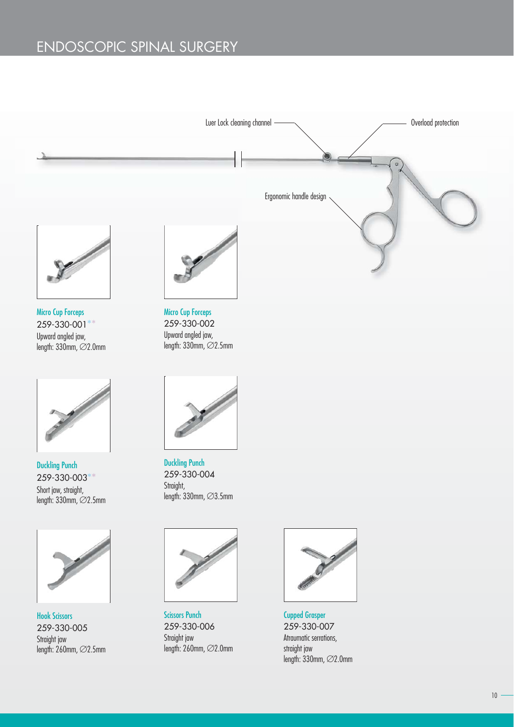# ENDOSCOPIC SPINAL SURGERY

Luer Lock cleaning channel

Overload protection

Ergonomic handle design

**Micro Cup Forceps**
259-330-001**
Upward angled jaw,
length: 330mm, ∅2.0mm

**Micro Cup Forceps**
259-330-002
Upward angled jaw,
length: 330mm, ∅2.5mm

**Duckling Punch**
259-330-003**
Short jaw, straight,
length: 330mm, ∅2.5mm

**Duckling Punch**
259-330-004
Straight,
length: 330mm, ∅3.5mm

**Hook Scissors**
259-330-005
Straight jaw
length: 260mm, ∅2.5mm

**Scissors Punch**
259-330-006
Straight jaw
length: 260mm, ∅2.0mm

**Cupped Grasper**
259-330-007
Atraumatic serrations,
straight jaw
length: 330mm, ∅2.0mm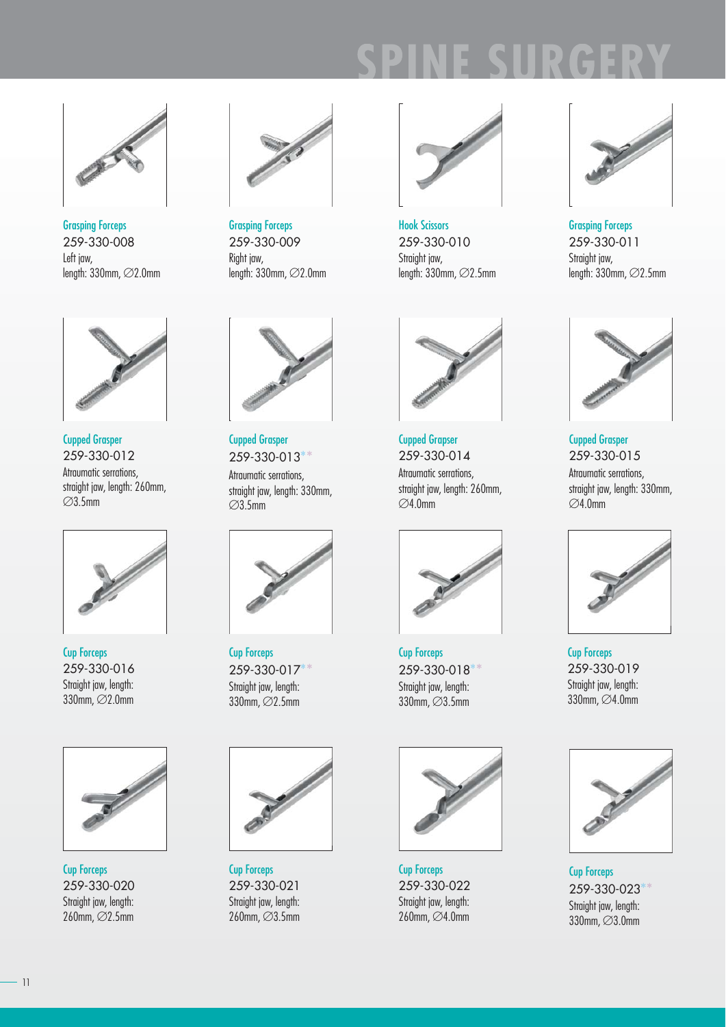# SPINE SURGERY

Grasping Forceps
259-330-008
Left jaw,
length: 330mm, ∅2.0mm

Grasping Forceps
259-330-009
Right jaw,
length: 330mm, ∅2.0mm

Hook Scissors
259-330-010
Straight jaw,
length: 330mm, ∅2.5mm

Grasping Forceps
259-330-011
Straight jaw,
length: 330mm, ∅2.5mm

Cupped Grasper
259-330-012
Atraumatic serrations,
straight jaw, length: 260mm,
∅3.5mm

Cupped Grasper
259-330-013**
Atraumatic serrations,
straight jaw, length: 330mm,
∅3.5mm

Cupped Grapser
259-330-014
Atraumatic serrations,
straight jaw, length: 260mm,
∅4.0mm

Cupped Grasper
259-330-015
Atraumatic serrations,
straight jaw, length: 330mm,
∅4.0mm

Cup Forceps
259-330-016
Straight jaw, length:
330mm, ∅2.0mm

Cup Forceps
259-330-017**
Straight jaw, length:
330mm, ∅2.5mm

Cup Forceps
259-330-018**
Straight jaw, length:
330mm, ∅3.5mm

Cup Forceps
259-330-019
Straight jaw, length:
330mm, ∅4.0mm

Cup Forceps
259-330-020
Straight jaw, length:
260mm, ∅2.5mm

Cup Forceps
259-330-021
Straight jaw, length:
260mm, ∅3.5mm

Cup Forceps
259-330-022
Straight jaw, length:
260mm, ∅4.0mm

Cup Forceps
259-330-023**
Straight jaw, length:
330mm, ∅3.0mm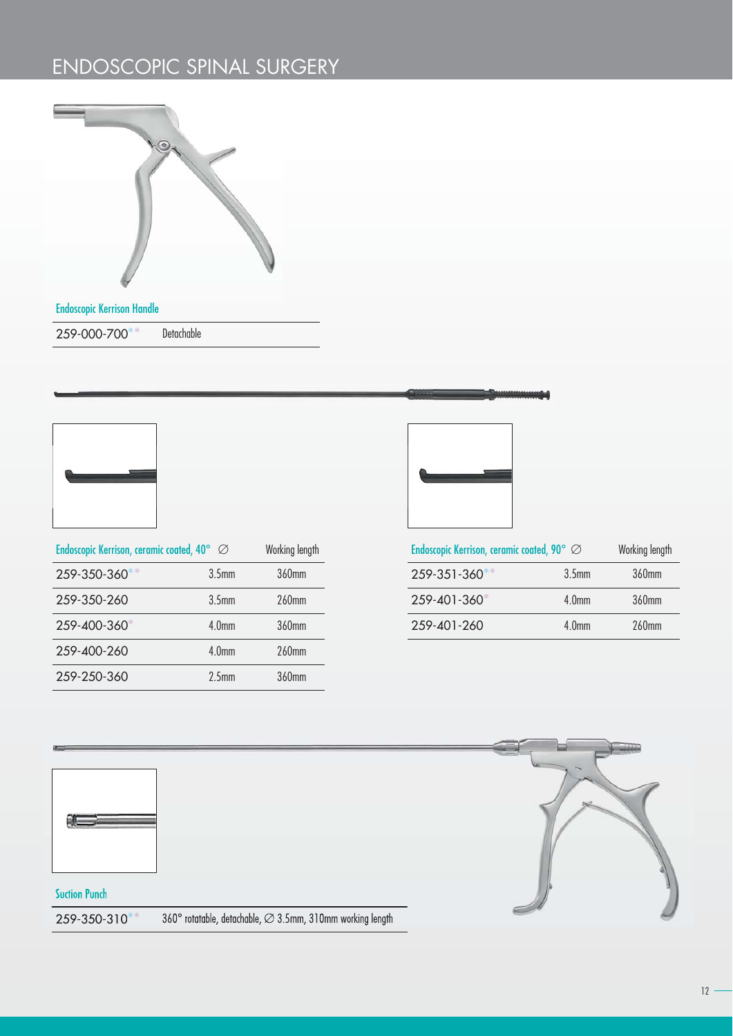# ENDOSCOPIC SPINAL SURGERY

## Endoscopic Kerrison Handle

| | |
|---|---|
| 259-000-700** | Detachable |

| Endoscopic Kerrison, ceramic coated, 40° | ∅ | Working length |
|---|---|---|
| 259-350-360** | 3.5mm | 360mm |
| 259-350-260 | 3.5mm | 260mm |
| 259-400-360* | 4.0mm | 360mm |
| 259-400-260 | 4.0mm | 260mm |
| 259-250-360 | 2.5mm | 360mm |

| Endoscopic Kerrison, ceramic coated, 90° | ∅ | Working length |
|---|---|---|
| 259-351-360** | 3.5mm | 360mm |
| 259-401-360* | 4.0mm | 360mm |
| 259-401-260 | 4.0mm | 260mm |

## Suction Punch

| | |
|---|---|
| 259-350-310** | 360° rotatable, detachable, ∅ 3.5mm, 310mm working length |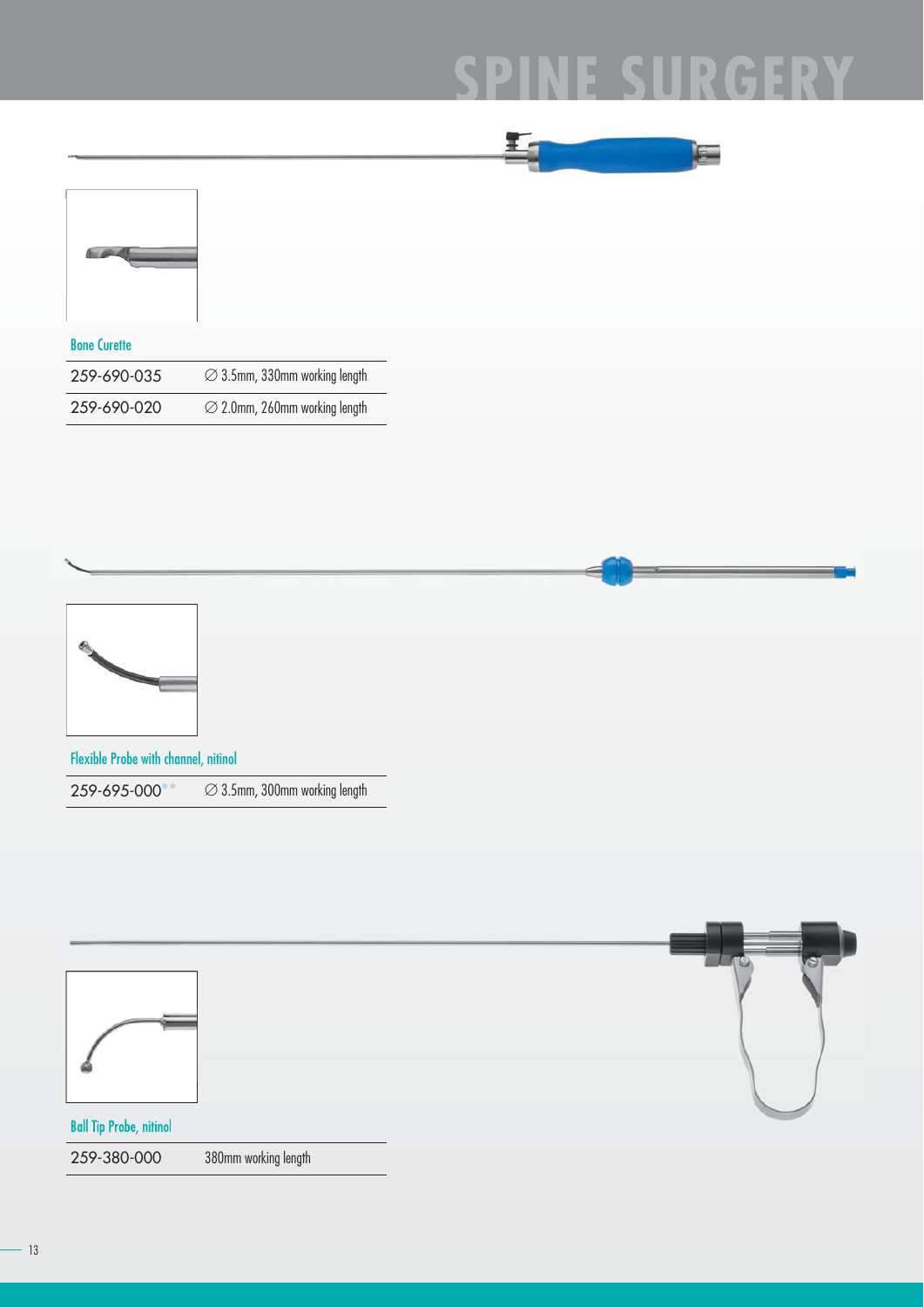# SPINE SURGERY

### Bone Curette

| | |
|---|---|
| 259-690-035 | ∅ 3.5mm, 330mm working length |
| 259-690-020 | ∅ 2.0mm, 260mm working length |

### Flexible Probe with channel, nitinol

| | |
|---|---|
| 259-695-000** | ∅ 3.5mm, 300mm working length |

### Ball Tip Probe, nitinol

| | |
|---|---|
| 259-380-000 | 380mm working length |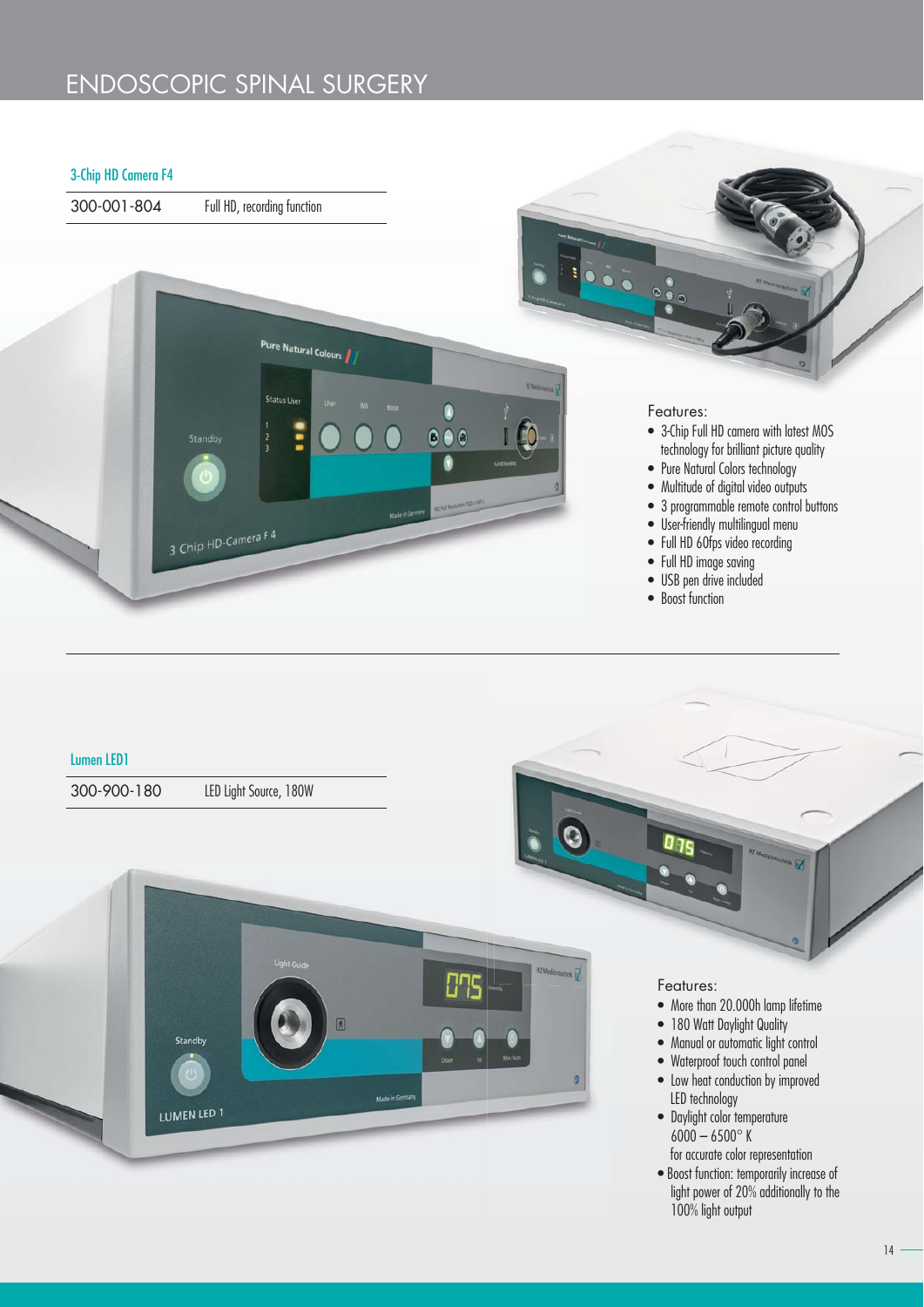# ENDOSCOPIC SPINAL SURGERY

## 3-Chip HD Camera F4

| 300-001-804 | Full HD, recording function |
|---|---|

Features:

- 3-Chip Full HD camera with latest MOS technology for brilliant picture quality
- Pure Natural Colors technology
- Multitude of digital video outputs
- 3 programmable remote control buttons
- User-friendly multilingual menu
- Full HD 60fps video recording
- Full HD image saving
- USB pen drive included
- Boost function

## Lumen LED1

| 300-900-180 | LED Light Source, 180W |
|---|---|

Features:

- More than 20.000h lamp lifetime
- 180 Watt Daylight Quality
- Manual or automatic light control
- Waterproof touch control panel
- Low heat conduction by improved LED technology
- Daylight color temperature 6000 – 6500° K for accurate color representation
- Boost function: temporarily increase of light power of 20% additionally to the 100% light output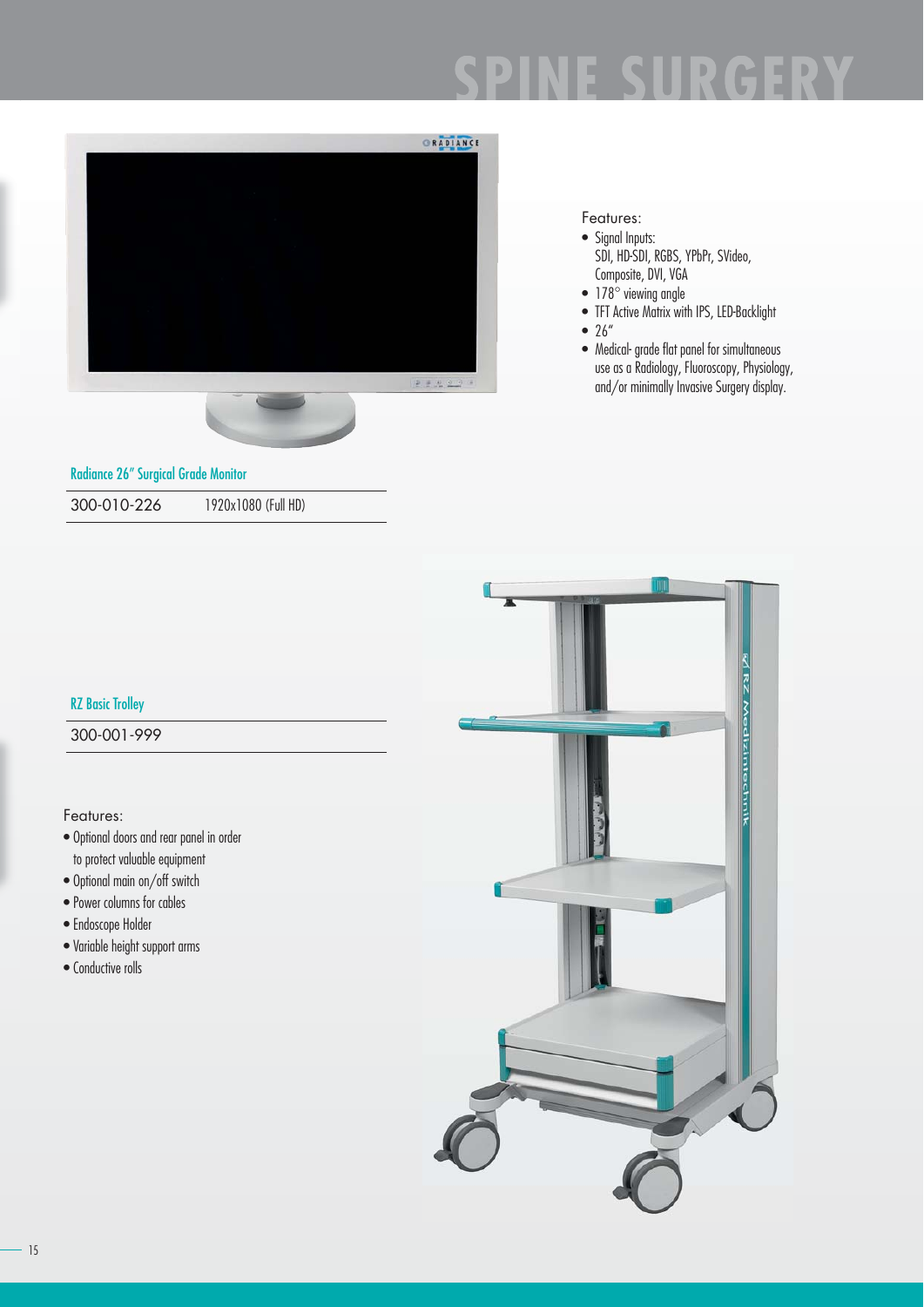# SPINE SURGERY

Features:

- Signal Inputs:
  SDI, HD-SDI, RGBS, YPbPr, SVideo, Composite, DVI, VGA
- 178° viewing angle
- TFT Active Matrix with IPS, LED-Backlight
- 26"
- Medical- grade flat panel for simultaneous use as a Radiology, Fluoroscopy, Physiology, and/or minimally Invasive Surgery display.

## Radiance 26" Surgical Grade Monitor

| 300-010-226 | 1920x1080 (Full HD) |
|---|---|

## RZ Basic Trolley

| 300-001-999 |
|---|

Features:

- Optional doors and rear panel in order to protect valuable equipment
- Optional main on/off switch
- Power columns for cables
- Endoscope Holder
- Variable height support arms
- Conductive rolls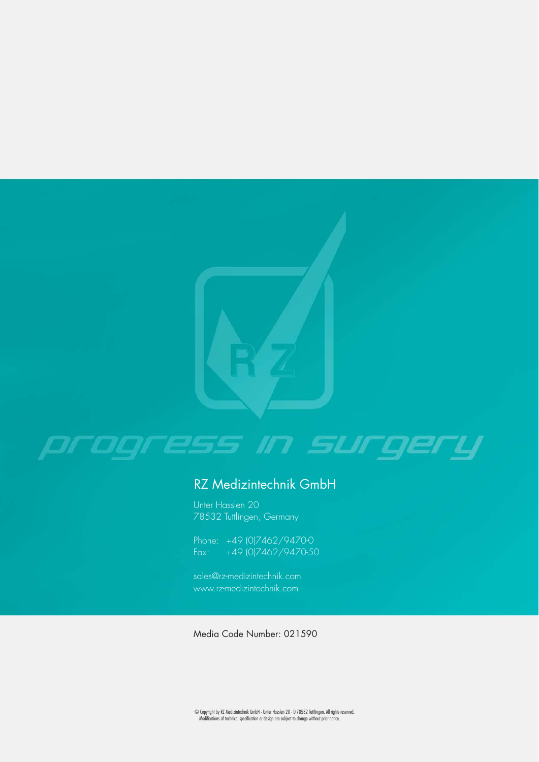progress in surgery

## RZ Medizintechnik GmbH

Unter Hasslen 20
78532 Tuttlingen, Germany

Phone: +49 (0)7462/9470-0
Fax: +49 (0)7462/9470-50

sales@rz-medizintechnik.com
www.rz-medizintechnik.com

Media Code Number: 021590

© Copyright by RZ Medizintechnik GmbH · Unter Hasslen 20 · D-78532 Tuttlingen. All rights reserved.
Modifications of technical specification or design are subject to change without prior notice.